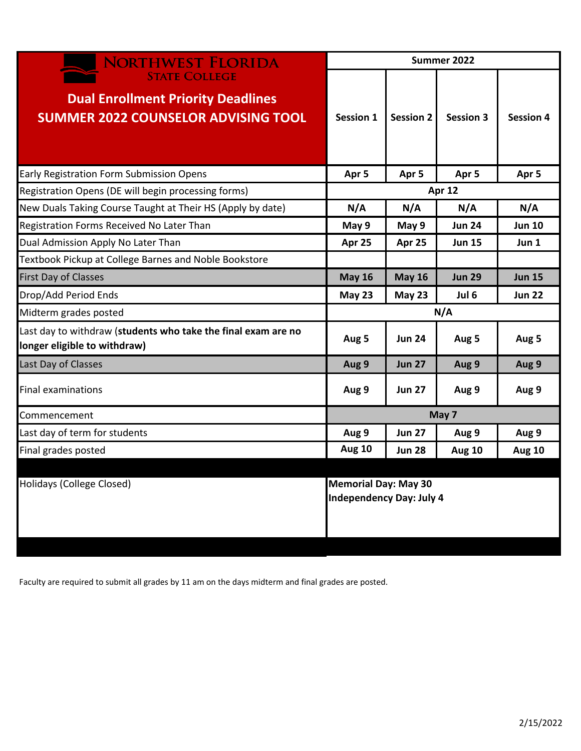# NORTHWEST FLORIDA STATE COLLEGE

## Dual Enrollment Priority Deadlines SUMMER 2022 COUNSELOR ADVISING TOOL

| | Summer 2022 | | | |
|---|---|---|---|---|
| | **Session 1** | **Session 2** | **Session 3** | **Session 4** |
| Early Registration Form Submission Opens | **Apr 5** | **Apr 5** | **Apr 5** | **Apr 5** |
| Registration Opens (DE will begin processing forms) | **Apr 12** | | | |
| New Duals Taking Course Taught at Their HS (Apply by date) | **N/A** | **N/A** | **N/A** | **N/A** |
| Registration Forms Received No Later Than | **May 9** | **May 9** | **Jun 24** | **Jun 10** |
| Dual Admission Apply No Later Than | **Apr 25** | **Apr 25** | **Jun 15** | **Jun 1** |
| Textbook Pickup at College Barnes and Noble Bookstore | | | | |
| First Day of Classes | **May 16** | **May 16** | **Jun 29** | **Jun 15** |
| Drop/Add Period Ends | **May 23** | **May 23** | **Jul 6** | **Jun 22** |
| Midterm grades posted | **N/A** | | | |
| Last day to withdraw (**students who take the final exam are no longer eligible to withdraw**) | **Aug 5** | **Jun 24** | **Aug 5** | **Aug 5** |
| Last Day of Classes | **Aug 9** | **Jun 27** | **Aug 9** | **Aug 9** |
| Final examinations | **Aug 9** | **Jun 27** | **Aug 9** | **Aug 9** |
| Commencement | **May 7** | | | |
| Last day of term for students | **Aug 9** | **Jun 27** | **Aug 9** | **Aug 9** |
| Final grades posted | **Aug 10** | **Jun 28** | **Aug 10** | **Aug 10** |
| Holidays (College Closed) | **Memorial Day: May 30**<br>**Independency Day: July 4** | | | |

Faculty are required to submit all grades by 11 am on the days midterm and final grades are posted.

2/15/2022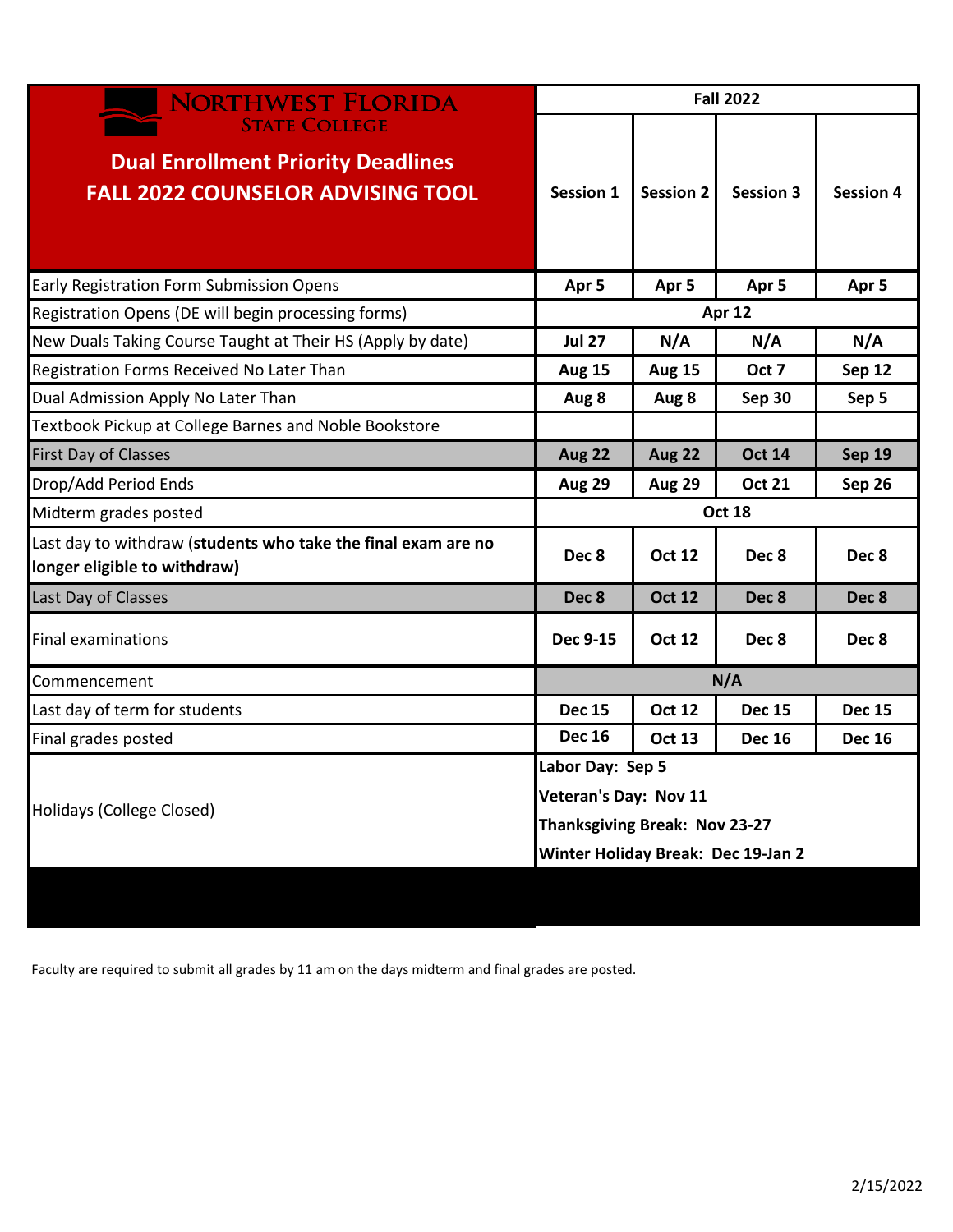# NORTHWEST FLORIDA STATE COLLEGE

## Dual Enrollment Priority Deadlines FALL 2022 COUNSELOR ADVISING TOOL

| | Fall 2022 | | | |
|---|---|---|---|---|
| | Session 1 | Session 2 | Session 3 | Session 4 |
| Early Registration Form Submission Opens | Apr 5 | Apr 5 | Apr 5 | Apr 5 |
| Registration Opens (DE will begin processing forms) | Apr 12 | | | |
| New Duals Taking Course Taught at Their HS (Apply by date) | Jul 27 | N/A | N/A | N/A |
| Registration Forms Received No Later Than | Aug 15 | Aug 15 | Oct 7 | Sep 12 |
| Dual Admission Apply No Later Than | Aug 8 | Aug 8 | Sep 30 | Sep 5 |
| Textbook Pickup at College Barnes and Noble Bookstore | | | | |
| First Day of Classes | Aug 22 | Aug 22 | Oct 14 | Sep 19 |
| Drop/Add Period Ends | Aug 29 | Aug 29 | Oct 21 | Sep 26 |
| Midterm grades posted | Oct 18 | | | |
| Last day to withdraw (**students who take the final exam are no longer eligible to withdraw)** | Dec 8 | Oct 12 | Dec 8 | Dec 8 |
| Last Day of Classes | Dec 8 | Oct 12 | Dec 8 | Dec 8 |
| Final examinations | Dec 9-15 | Oct 12 | Dec 8 | Dec 8 |
| Commencement | N/A | | | |
| Last day of term for students | Dec 15 | Oct 12 | Dec 15 | Dec 15 |
| Final grades posted | Dec 16 | Oct 13 | Dec 16 | Dec 16 |
| Holidays (College Closed) | Labor Day: Sep 5<br>Veteran's Day: Nov 11<br>Thanksgiving Break: Nov 23-27<br>Winter Holiday Break: Dec 19-Jan 2 | | | |

Faculty are required to submit all grades by 11 am on the days midterm and final grades are posted.

2/15/2022